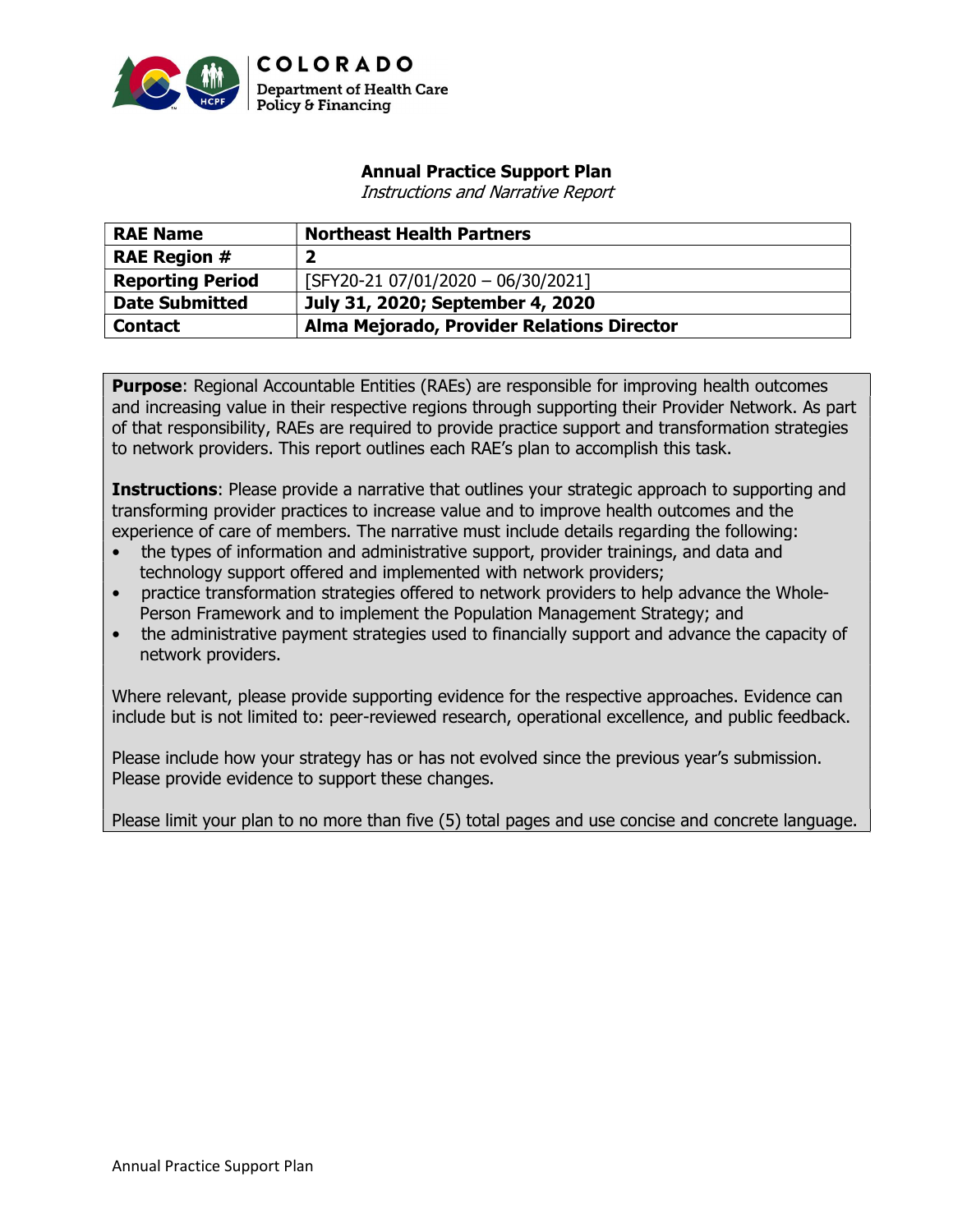COLORADO

Department of Health Care Policy & Financing

# Annual Practice Support Plan

*Instructions and Narrative Report*

| **RAE Name** | **Northeast Health Partners** |
|---|---|
| **RAE Region #** | **2** |
| **Reporting Period** | [SFY20-21 07/01/2020 – 06/30/2021] |
| **Date Submitted** | **July 31, 2020; September 4, 2020** |
| **Contact** | **Alma Mejorado, Provider Relations Director** |

**Purpose**: Regional Accountable Entities (RAEs) are responsible for improving health outcomes and increasing value in their respective regions through supporting their Provider Network. As part of that responsibility, RAEs are required to provide practice support and transformation strategies to network providers. This report outlines each RAE's plan to accomplish this task.

**Instructions**: Please provide a narrative that outlines your strategic approach to supporting and transforming provider practices to increase value and to improve health outcomes and the experience of care of members. The narrative must include details regarding the following:

- the types of information and administrative support, provider trainings, and data and technology support offered and implemented with network providers;
- practice transformation strategies offered to network providers to help advance the Whole-Person Framework and to implement the Population Management Strategy; and
- the administrative payment strategies used to financially support and advance the capacity of network providers.

Where relevant, please provide supporting evidence for the respective approaches. Evidence can include but is not limited to: peer-reviewed research, operational excellence, and public feedback.

Please include how your strategy has or has not evolved since the previous year's submission. Please provide evidence to support these changes.

Please limit your plan to no more than five (5) total pages and use concise and concrete language.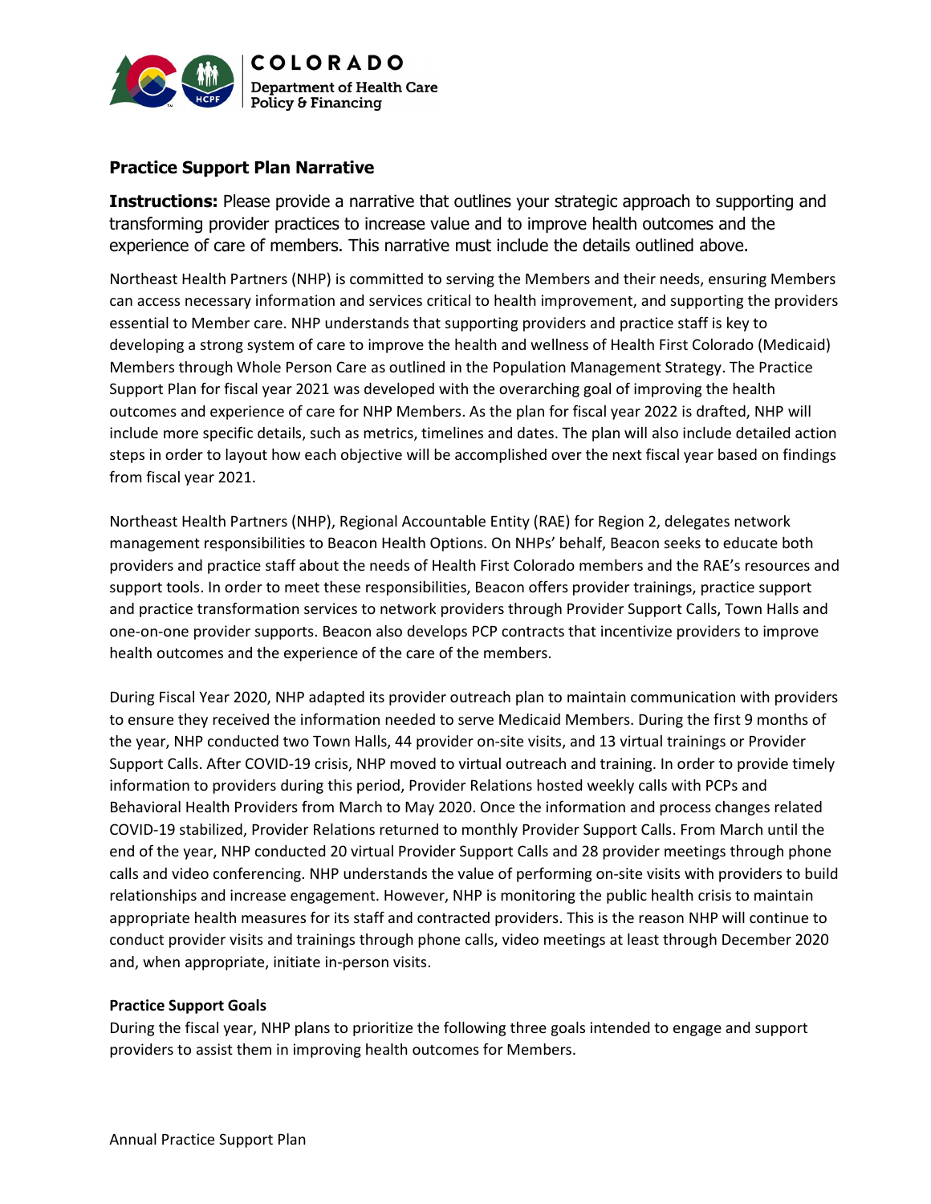## Practice Support Plan Narrative

**Instructions:** Please provide a narrative that outlines your strategic approach to supporting and transforming provider practices to increase value and to improve health outcomes and the experience of care of members. This narrative must include the details outlined above.

Northeast Health Partners (NHP) is committed to serving the Members and their needs, ensuring Members can access necessary information and services critical to health improvement, and supporting the providers essential to Member care. NHP understands that supporting providers and practice staff is key to developing a strong system of care to improve the health and wellness of Health First Colorado (Medicaid) Members through Whole Person Care as outlined in the Population Management Strategy. The Practice Support Plan for fiscal year 2021 was developed with the overarching goal of improving the health outcomes and experience of care for NHP Members. As the plan for fiscal year 2022 is drafted, NHP will include more specific details, such as metrics, timelines and dates. The plan will also include detailed action steps in order to layout how each objective will be accomplished over the next fiscal year based on findings from fiscal year 2021.

Northeast Health Partners (NHP), Regional Accountable Entity (RAE) for Region 2, delegates network management responsibilities to Beacon Health Options. On NHPs' behalf, Beacon seeks to educate both providers and practice staff about the needs of Health First Colorado members and the RAE's resources and support tools. In order to meet these responsibilities, Beacon offers provider trainings, practice support and practice transformation services to network providers through Provider Support Calls, Town Halls and one-on-one provider supports. Beacon also develops PCP contracts that incentivize providers to improve health outcomes and the experience of the care of the members.

During Fiscal Year 2020, NHP adapted its provider outreach plan to maintain communication with providers to ensure they received the information needed to serve Medicaid Members. During the first 9 months of the year, NHP conducted two Town Halls, 44 provider on-site visits, and 13 virtual trainings or Provider Support Calls. After COVID-19 crisis, NHP moved to virtual outreach and training. In order to provide timely information to providers during this period, Provider Relations hosted weekly calls with PCPs and Behavioral Health Providers from March to May 2020. Once the information and process changes related COVID-19 stabilized, Provider Relations returned to monthly Provider Support Calls. From March until the end of the year, NHP conducted 20 virtual Provider Support Calls and 28 provider meetings through phone calls and video conferencing. NHP understands the value of performing on-site visits with providers to build relationships and increase engagement. However, NHP is monitoring the public health crisis to maintain appropriate health measures for its staff and contracted providers. This is the reason NHP will continue to conduct provider visits and trainings through phone calls, video meetings at least through December 2020 and, when appropriate, initiate in-person visits.

### Practice Support Goals

During the fiscal year, NHP plans to prioritize the following three goals intended to engage and support providers to assist them in improving health outcomes for Members.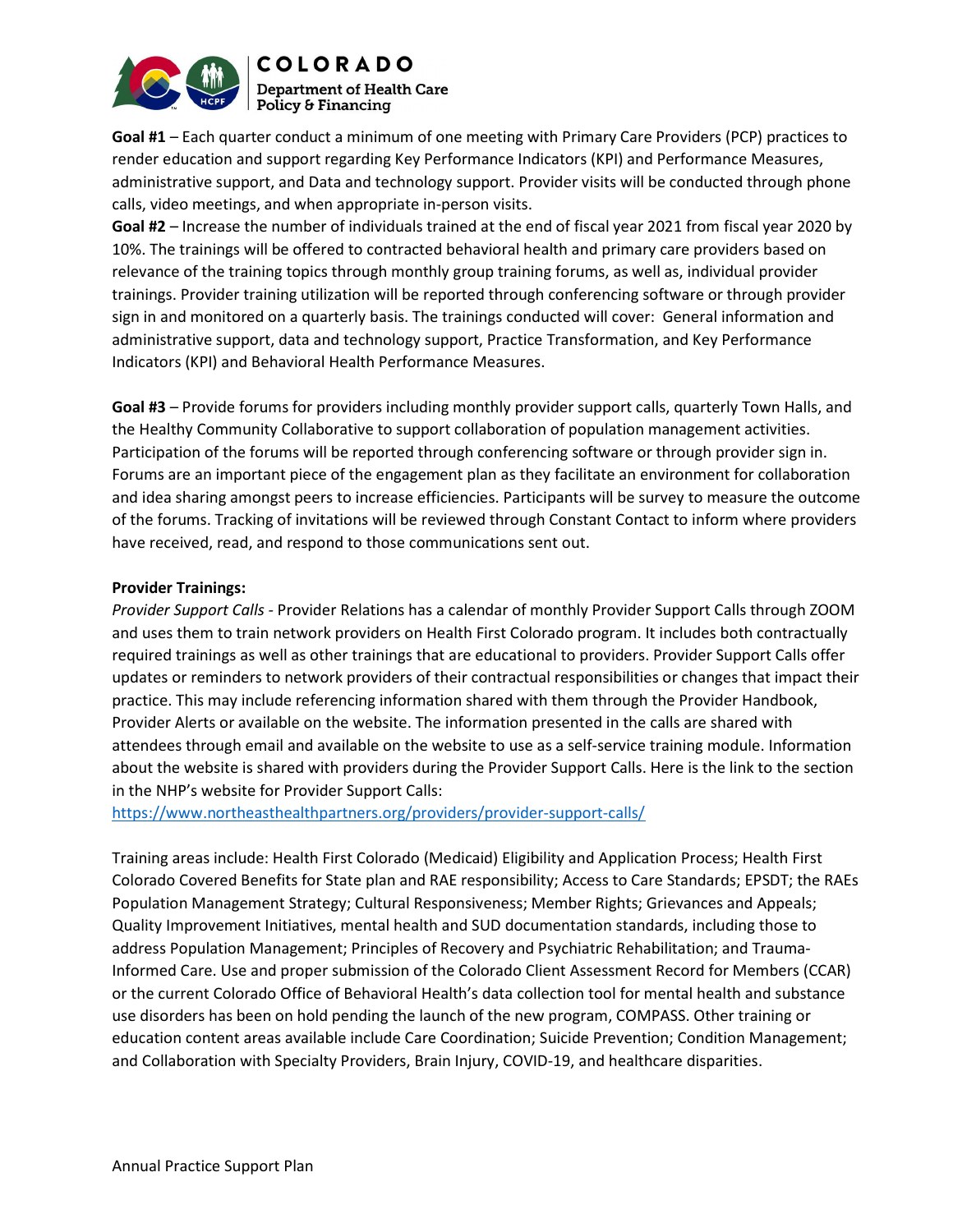**Goal #1** – Each quarter conduct a minimum of one meeting with Primary Care Providers (PCP) practices to render education and support regarding Key Performance Indicators (KPI) and Performance Measures, administrative support, and Data and technology support. Provider visits will be conducted through phone calls, video meetings, and when appropriate in-person visits.

**Goal #2** – Increase the number of individuals trained at the end of fiscal year 2021 from fiscal year 2020 by 10%. The trainings will be offered to contracted behavioral health and primary care providers based on relevance of the training topics through monthly group training forums, as well as, individual provider trainings. Provider training utilization will be reported through conferencing software or through provider sign in and monitored on a quarterly basis. The trainings conducted will cover: General information and administrative support, data and technology support, Practice Transformation, and Key Performance Indicators (KPI) and Behavioral Health Performance Measures.

**Goal #3** – Provide forums for providers including monthly provider support calls, quarterly Town Halls, and the Healthy Community Collaborative to support collaboration of population management activities. Participation of the forums will be reported through conferencing software or through provider sign in. Forums are an important piece of the engagement plan as they facilitate an environment for collaboration and idea sharing amongst peers to increase efficiencies. Participants will be survey to measure the outcome of the forums. Tracking of invitations will be reviewed through Constant Contact to inform where providers have received, read, and respond to those communications sent out.

**Provider Trainings:**

*Provider Support Calls* - Provider Relations has a calendar of monthly Provider Support Calls through ZOOM and uses them to train network providers on Health First Colorado program. It includes both contractually required trainings as well as other trainings that are educational to providers. Provider Support Calls offer updates or reminders to network providers of their contractual responsibilities or changes that impact their practice. This may include referencing information shared with them through the Provider Handbook, Provider Alerts or available on the website. The information presented in the calls are shared with attendees through email and available on the website to use as a self-service training module. Information about the website is shared with providers during the Provider Support Calls. Here is the link to the section in the NHP's website for Provider Support Calls: https://www.northeasthealthpartners.org/providers/provider-support-calls/

Training areas include: Health First Colorado (Medicaid) Eligibility and Application Process; Health First Colorado Covered Benefits for State plan and RAE responsibility; Access to Care Standards; EPSDT; the RAEs Population Management Strategy; Cultural Responsiveness; Member Rights; Grievances and Appeals; Quality Improvement Initiatives, mental health and SUD documentation standards, including those to address Population Management; Principles of Recovery and Psychiatric Rehabilitation; and Trauma-Informed Care. Use and proper submission of the Colorado Client Assessment Record for Members (CCAR) or the current Colorado Office of Behavioral Health's data collection tool for mental health and substance use disorders has been on hold pending the launch of the new program, COMPASS. Other training or education content areas available include Care Coordination; Suicide Prevention; Condition Management; and Collaboration with Specialty Providers, Brain Injury, COVID-19, and healthcare disparities.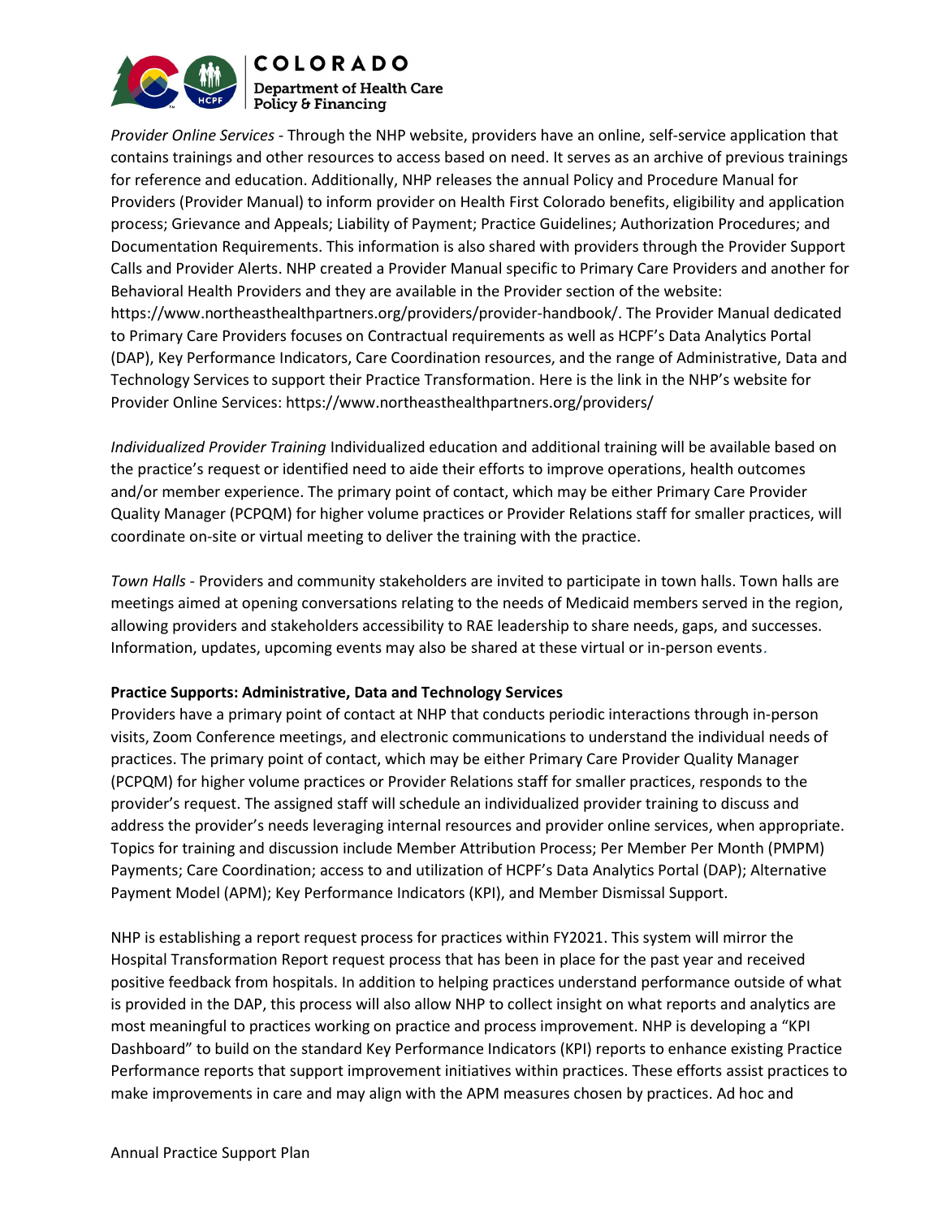*Provider Online Services* - Through the NHP website, providers have an online, self-service application that contains trainings and other resources to access based on need. It serves as an archive of previous trainings for reference and education. Additionally, NHP releases the annual Policy and Procedure Manual for Providers (Provider Manual) to inform provider on Health First Colorado benefits, eligibility and application process; Grievance and Appeals; Liability of Payment; Practice Guidelines; Authorization Procedures; and Documentation Requirements. This information is also shared with providers through the Provider Support Calls and Provider Alerts. NHP created a Provider Manual specific to Primary Care Providers and another for Behavioral Health Providers and they are available in the Provider section of the website: https://www.northeasthealthpartners.org/providers/provider-handbook/. The Provider Manual dedicated to Primary Care Providers focuses on Contractual requirements as well as HCPF's Data Analytics Portal (DAP), Key Performance Indicators, Care Coordination resources, and the range of Administrative, Data and Technology Services to support their Practice Transformation. Here is the link in the NHP's website for Provider Online Services: https://www.northeasthealthpartners.org/providers/

*Individualized Provider Training* Individualized education and additional training will be available based on the practice's request or identified need to aide their efforts to improve operations, health outcomes and/or member experience. The primary point of contact, which may be either Primary Care Provider Quality Manager (PCPQM) for higher volume practices or Provider Relations staff for smaller practices, will coordinate on-site or virtual meeting to deliver the training with the practice.

*Town Halls* - Providers and community stakeholders are invited to participate in town halls. Town halls are meetings aimed at opening conversations relating to the needs of Medicaid members served in the region, allowing providers and stakeholders accessibility to RAE leadership to share needs, gaps, and successes. Information, updates, upcoming events may also be shared at these virtual or in-person events.

**Practice Supports: Administrative, Data and Technology Services**

Providers have a primary point of contact at NHP that conducts periodic interactions through in-person visits, Zoom Conference meetings, and electronic communications to understand the individual needs of practices. The primary point of contact, which may be either Primary Care Provider Quality Manager (PCPQM) for higher volume practices or Provider Relations staff for smaller practices, responds to the provider's request. The assigned staff will schedule an individualized provider training to discuss and address the provider's needs leveraging internal resources and provider online services, when appropriate. Topics for training and discussion include Member Attribution Process; Per Member Per Month (PMPM) Payments; Care Coordination; access to and utilization of HCPF's Data Analytics Portal (DAP); Alternative Payment Model (APM); Key Performance Indicators (KPI), and Member Dismissal Support.

NHP is establishing a report request process for practices within FY2021. This system will mirror the Hospital Transformation Report request process that has been in place for the past year and received positive feedback from hospitals. In addition to helping practices understand performance outside of what is provided in the DAP, this process will also allow NHP to collect insight on what reports and analytics are most meaningful to practices working on practice and process improvement. NHP is developing a "KPI Dashboard" to build on the standard Key Performance Indicators (KPI) reports to enhance existing Practice Performance reports that support improvement initiatives within practices. These efforts assist practices to make improvements in care and may align with the APM measures chosen by practices. Ad hoc and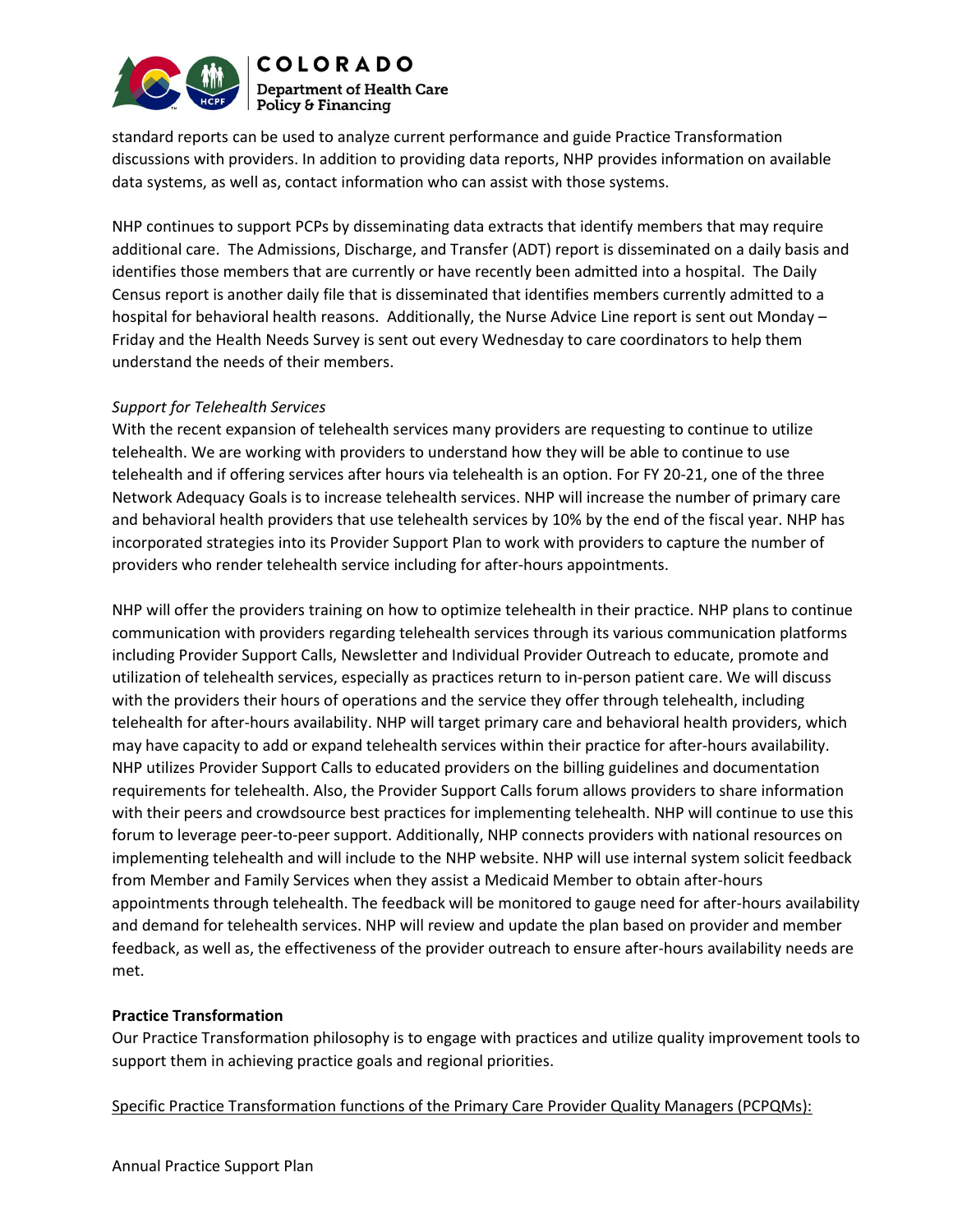standard reports can be used to analyze current performance and guide Practice Transformation discussions with providers. In addition to providing data reports, NHP provides information on available data systems, as well as, contact information who can assist with those systems.

NHP continues to support PCPs by disseminating data extracts that identify members that may require additional care. The Admissions, Discharge, and Transfer (ADT) report is disseminated on a daily basis and identifies those members that are currently or have recently been admitted into a hospital. The Daily Census report is another daily file that is disseminated that identifies members currently admitted to a hospital for behavioral health reasons. Additionally, the Nurse Advice Line report is sent out Monday – Friday and the Health Needs Survey is sent out every Wednesday to care coordinators to help them understand the needs of their members.

*Support for Telehealth Services*

With the recent expansion of telehealth services many providers are requesting to continue to utilize telehealth. We are working with providers to understand how they will be able to continue to use telehealth and if offering services after hours via telehealth is an option. For FY 20-21, one of the three Network Adequacy Goals is to increase telehealth services. NHP will increase the number of primary care and behavioral health providers that use telehealth services by 10% by the end of the fiscal year. NHP has incorporated strategies into its Provider Support Plan to work with providers to capture the number of providers who render telehealth service including for after-hours appointments.

NHP will offer the providers training on how to optimize telehealth in their practice. NHP plans to continue communication with providers regarding telehealth services through its various communication platforms including Provider Support Calls, Newsletter and Individual Provider Outreach to educate, promote and utilization of telehealth services, especially as practices return to in-person patient care. We will discuss with the providers their hours of operations and the service they offer through telehealth, including telehealth for after-hours availability. NHP will target primary care and behavioral health providers, which may have capacity to add or expand telehealth services within their practice for after-hours availability. NHP utilizes Provider Support Calls to educated providers on the billing guidelines and documentation requirements for telehealth. Also, the Provider Support Calls forum allows providers to share information with their peers and crowdsource best practices for implementing telehealth. NHP will continue to use this forum to leverage peer-to-peer support. Additionally, NHP connects providers with national resources on implementing telehealth and will include to the NHP website. NHP will use internal system solicit feedback from Member and Family Services when they assist a Medicaid Member to obtain after-hours appointments through telehealth. The feedback will be monitored to gauge need for after-hours availability and demand for telehealth services. NHP will review and update the plan based on provider and member feedback, as well as, the effectiveness of the provider outreach to ensure after-hours availability needs are met.

**Practice Transformation**

Our Practice Transformation philosophy is to engage with practices and utilize quality improvement tools to support them in achieving practice goals and regional priorities.

<u>Specific Practice Transformation functions of the Primary Care Provider Quality Managers (PCPQMs):</u>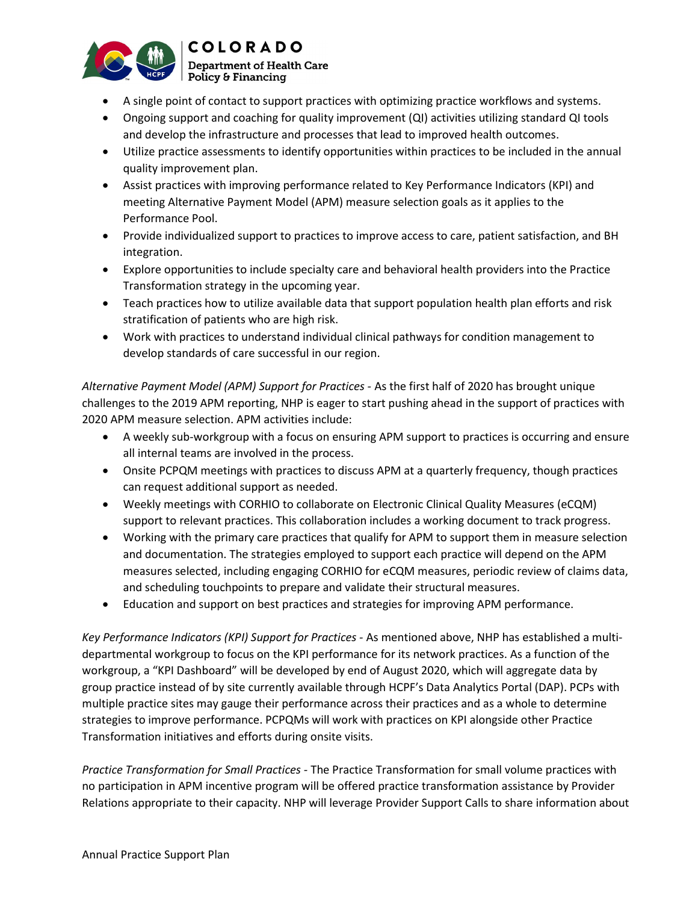- A single point of contact to support practices with optimizing practice workflows and systems.
- Ongoing support and coaching for quality improvement (QI) activities utilizing standard QI tools and develop the infrastructure and processes that lead to improved health outcomes.
- Utilize practice assessments to identify opportunities within practices to be included in the annual quality improvement plan.
- Assist practices with improving performance related to Key Performance Indicators (KPI) and meeting Alternative Payment Model (APM) measure selection goals as it applies to the Performance Pool.
- Provide individualized support to practices to improve access to care, patient satisfaction, and BH integration.
- Explore opportunities to include specialty care and behavioral health providers into the Practice Transformation strategy in the upcoming year.
- Teach practices how to utilize available data that support population health plan efforts and risk stratification of patients who are high risk.
- Work with practices to understand individual clinical pathways for condition management to develop standards of care successful in our region.

*Alternative Payment Model (APM) Support for Practices* - As the first half of 2020 has brought unique challenges to the 2019 APM reporting, NHP is eager to start pushing ahead in the support of practices with 2020 APM measure selection. APM activities include:

- A weekly sub-workgroup with a focus on ensuring APM support to practices is occurring and ensure all internal teams are involved in the process.
- Onsite PCPQM meetings with practices to discuss APM at a quarterly frequency, though practices can request additional support as needed.
- Weekly meetings with CORHIO to collaborate on Electronic Clinical Quality Measures (eCQM) support to relevant practices. This collaboration includes a working document to track progress.
- Working with the primary care practices that qualify for APM to support them in measure selection and documentation. The strategies employed to support each practice will depend on the APM measures selected, including engaging CORHIO for eCQM measures, periodic review of claims data, and scheduling touchpoints to prepare and validate their structural measures.
- Education and support on best practices and strategies for improving APM performance.

*Key Performance Indicators (KPI) Support for Practices* - As mentioned above, NHP has established a multi-departmental workgroup to focus on the KPI performance for its network practices. As a function of the workgroup, a "KPI Dashboard" will be developed by end of August 2020, which will aggregate data by group practice instead of by site currently available through HCPF's Data Analytics Portal (DAP). PCPs with multiple practice sites may gauge their performance across their practices and as a whole to determine strategies to improve performance. PCPQMs will work with practices on KPI alongside other Practice Transformation initiatives and efforts during onsite visits.

*Practice Transformation for Small Practices* - The Practice Transformation for small volume practices with no participation in APM incentive program will be offered practice transformation assistance by Provider Relations appropriate to their capacity. NHP will leverage Provider Support Calls to share information about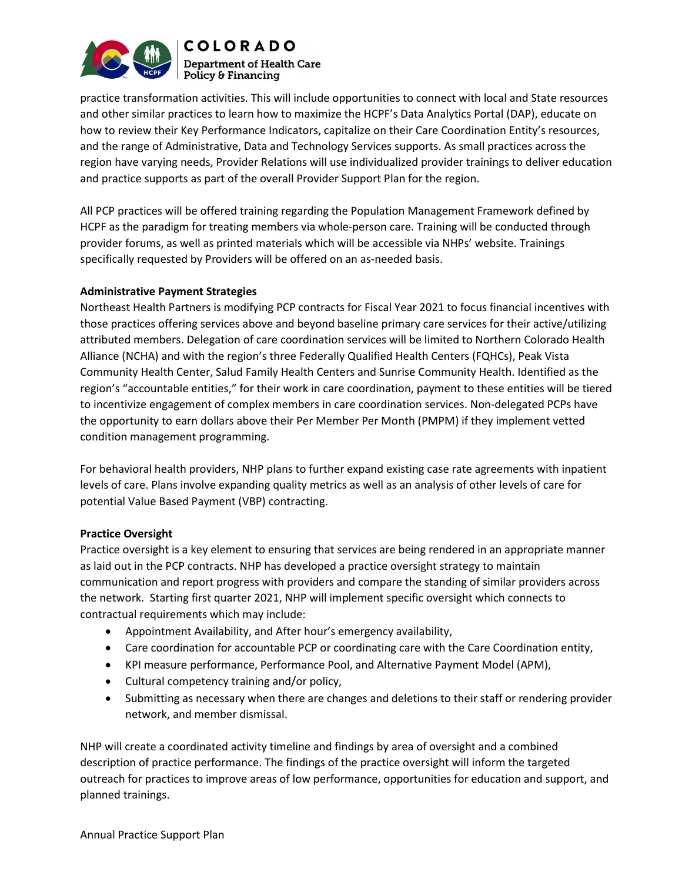practice transformation activities. This will include opportunities to connect with local and State resources and other similar practices to learn how to maximize the HCPF's Data Analytics Portal (DAP), educate on how to review their Key Performance Indicators, capitalize on their Care Coordination Entity's resources, and the range of Administrative, Data and Technology Services supports. As small practices across the region have varying needs, Provider Relations will use individualized provider trainings to deliver education and practice supports as part of the overall Provider Support Plan for the region.

All PCP practices will be offered training regarding the Population Management Framework defined by HCPF as the paradigm for treating members via whole-person care. Training will be conducted through provider forums, as well as printed materials which will be accessible via NHPs' website. Trainings specifically requested by Providers will be offered on an as-needed basis.

**Administrative Payment Strategies**

Northeast Health Partners is modifying PCP contracts for Fiscal Year 2021 to focus financial incentives with those practices offering services above and beyond baseline primary care services for their active/utilizing attributed members. Delegation of care coordination services will be limited to Northern Colorado Health Alliance (NCHA) and with the region's three Federally Qualified Health Centers (FQHCs), Peak Vista Community Health Center, Salud Family Health Centers and Sunrise Community Health. Identified as the region's "accountable entities," for their work in care coordination, payment to these entities will be tiered to incentivize engagement of complex members in care coordination services. Non-delegated PCPs have the opportunity to earn dollars above their Per Member Per Month (PMPM) if they implement vetted condition management programming.

For behavioral health providers, NHP plans to further expand existing case rate agreements with inpatient levels of care. Plans involve expanding quality metrics as well as an analysis of other levels of care for potential Value Based Payment (VBP) contracting.

**Practice Oversight**

Practice oversight is a key element to ensuring that services are being rendered in an appropriate manner as laid out in the PCP contracts. NHP has developed a practice oversight strategy to maintain communication and report progress with providers and compare the standing of similar providers across the network. Starting first quarter 2021, NHP will implement specific oversight which connects to contractual requirements which may include:

- Appointment Availability, and After hour's emergency availability,
- Care coordination for accountable PCP or coordinating care with the Care Coordination entity,
- KPI measure performance, Performance Pool, and Alternative Payment Model (APM),
- Cultural competency training and/or policy,
- Submitting as necessary when there are changes and deletions to their staff or rendering provider network, and member dismissal.

NHP will create a coordinated activity timeline and findings by area of oversight and a combined description of practice performance. The findings of the practice oversight will inform the targeted outreach for practices to improve areas of low performance, opportunities for education and support, and planned trainings.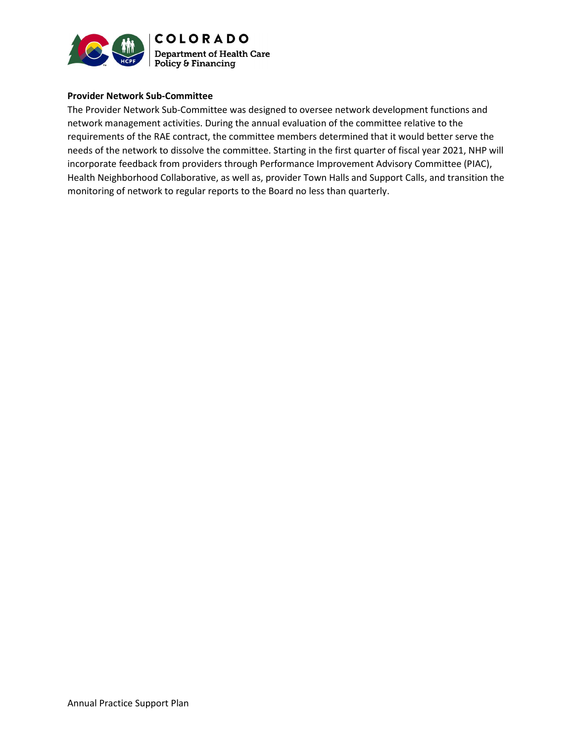**Provider Network Sub-Committee**

The Provider Network Sub-Committee was designed to oversee network development functions and network management activities. During the annual evaluation of the committee relative to the requirements of the RAE contract, the committee members determined that it would better serve the needs of the network to dissolve the committee. Starting in the first quarter of fiscal year 2021, NHP will incorporate feedback from providers through Performance Improvement Advisory Committee (PIAC), Health Neighborhood Collaborative, as well as, provider Town Halls and Support Calls, and transition the monitoring of network to regular reports to the Board no less than quarterly.